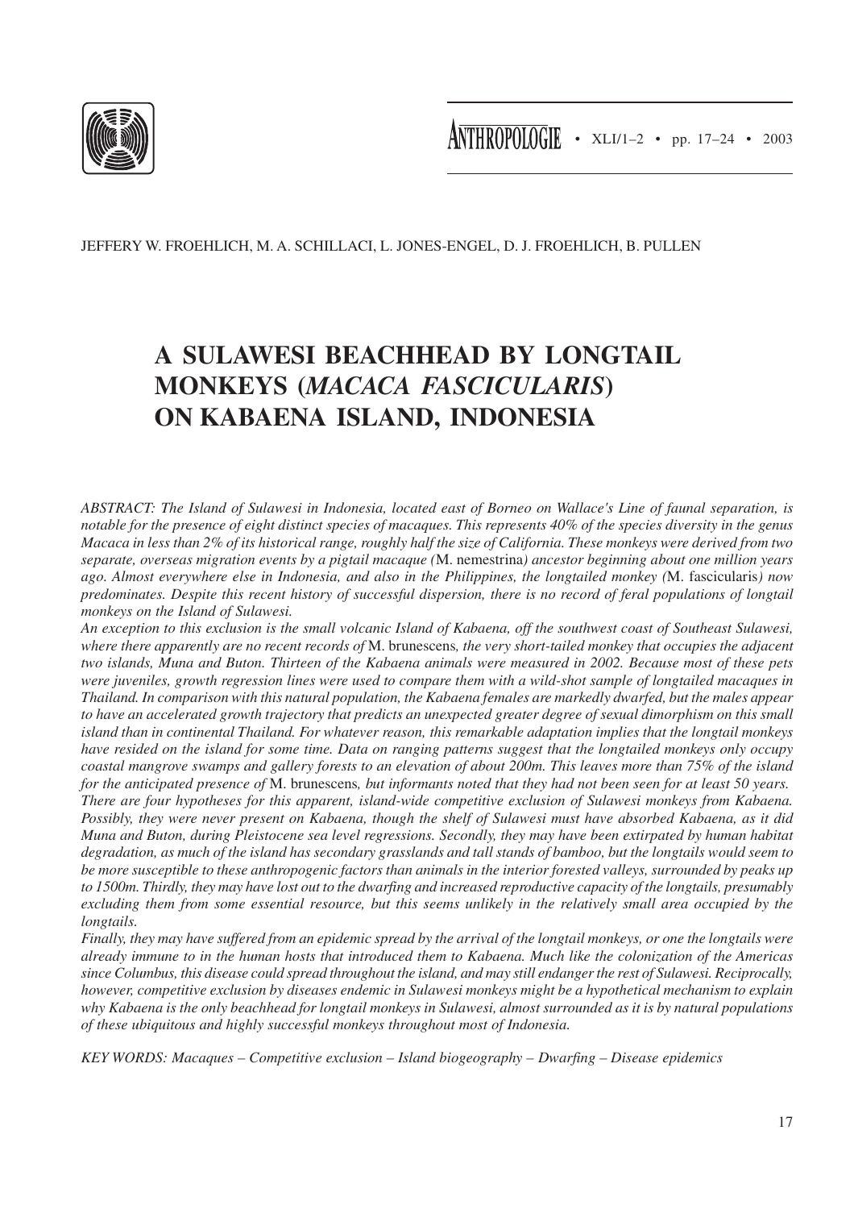JEFFERY W. FROEHLICH, M. A. SCHILLACI, L. JONES-ENGEL, D. J. FROEHLICH, B. PULLEN

# A SULAWESI BEACHHEAD BY LONGTAIL MONKEYS (*MACACA FASCICULARIS*) ON KABAENA ISLAND, INDONESIA

*ABSTRACT: The Island of Sulawesi in Indonesia, located east of Borneo on Wallace's Line of faunal separation, is notable for the presence of eight distinct species of macaques. This represents 40% of the species diversity in the genus Macaca in less than 2% of its historical range, roughly half the size of California. These monkeys were derived from two separate, overseas migration events by a pigtail macaque (*M. nemestrina*) ancestor beginning about one million years ago. Almost everywhere else in Indonesia, and also in the Philippines, the longtailed monkey (*M. fascicularis*) now predominates. Despite this recent history of successful dispersion, there is no record of feral populations of longtail monkeys on the Island of Sulawesi.*

*An exception to this exclusion is the small volcanic Island of Kabaena, off the southwest coast of Southeast Sulawesi, where there apparently are no recent records of* M. brunescens*, the very short-tailed monkey that occupies the adjacent two islands, Muna and Buton. Thirteen of the Kabaena animals were measured in 2002. Because most of these pets were juveniles, growth regression lines were used to compare them with a wild-shot sample of longtailed macaques in Thailand. In comparison with this natural population, the Kabaena females are markedly dwarfed, but the males appear to have an accelerated growth trajectory that predicts an unexpected greater degree of sexual dimorphism on this small island than in continental Thailand. For whatever reason, this remarkable adaptation implies that the longtail monkeys have resided on the island for some time. Data on ranging patterns suggest that the longtailed monkeys only occupy coastal mangrove swamps and gallery forests to an elevation of about 200m. This leaves more than 75% of the island for the anticipated presence of* M. brunescens*, but informants noted that they had not been seen for at least 50 years.*

*There are four hypotheses for this apparent, island-wide competitive exclusion of Sulawesi monkeys from Kabaena. Possibly, they were never present on Kabaena, though the shelf of Sulawesi must have absorbed Kabaena, as it did Muna and Buton, during Pleistocene sea level regressions. Secondly, they may have been extirpated by human habitat degradation, as much of the island has secondary grasslands and tall stands of bamboo, but the longtails would seem to be more susceptible to these anthropogenic factors than animals in the interior forested valleys, surrounded by peaks up to 1500m. Thirdly, they may have lost out to the dwarfing and increased reproductive capacity of the longtails, presumably excluding them from some essential resource, but this seems unlikely in the relatively small area occupied by the longtails.*

*Finally, they may have suffered from an epidemic spread by the arrival of the longtail monkeys, or one the longtails were already immune to in the human hosts that introduced them to Kabaena. Much like the colonization of the Americas since Columbus, this disease could spread throughout the island, and may still endanger the rest of Sulawesi. Reciprocally, however, competitive exclusion by diseases endemic in Sulawesi monkeys might be a hypothetical mechanism to explain why Kabaena is the only beachhead for longtail monkeys in Sulawesi, almost surrounded as it is by natural populations of these ubiquitous and highly successful monkeys throughout most of Indonesia.*

*KEY WORDS: Macaques – Competitive exclusion – Island biogeography – Dwarfing – Disease epidemics*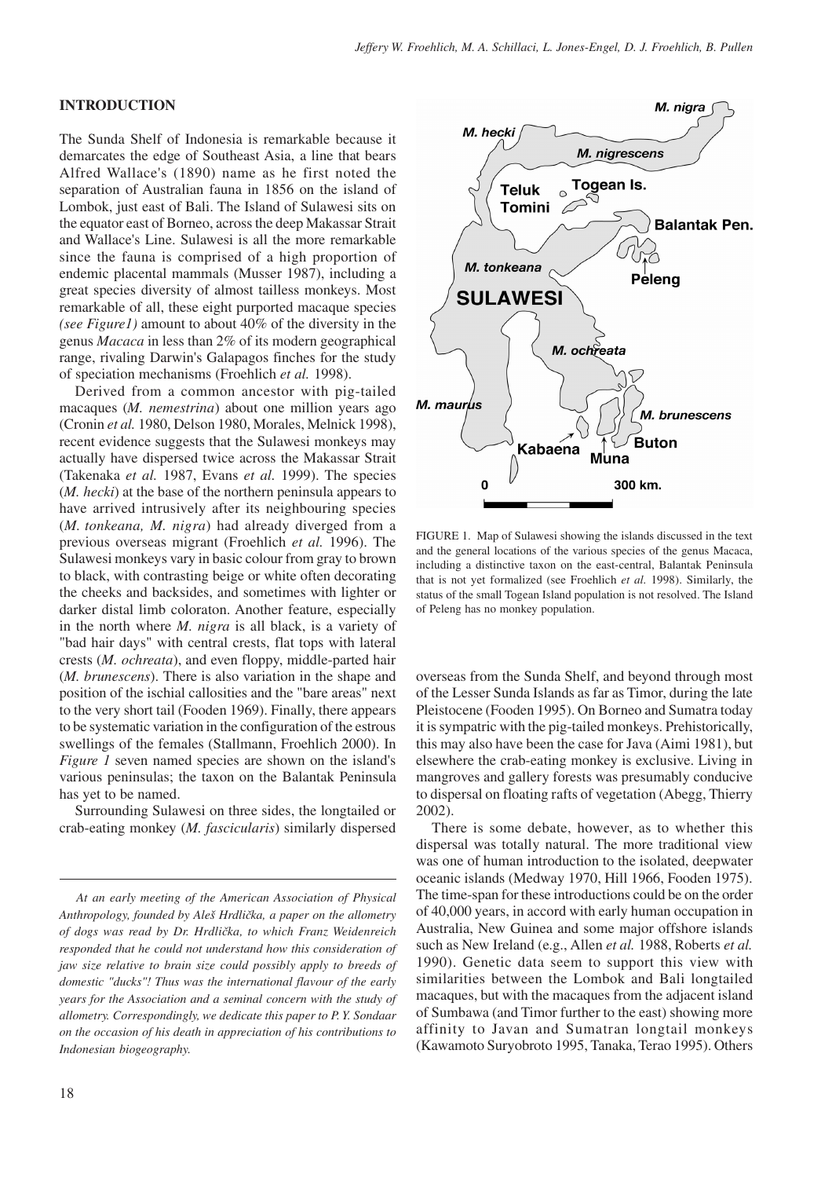## INTRODUCTION

The Sunda Shelf of Indonesia is remarkable because it demarcates the edge of Southeast Asia, a line that bears Alfred Wallace's (1890) name as he first noted the separation of Australian fauna in 1856 on the island of Lombok, just east of Bali. The Island of Sulawesi sits on the equator east of Borneo, across the deep Makassar Strait and Wallace's Line. Sulawesi is all the more remarkable since the fauna is comprised of a high proportion of endemic placental mammals (Musser 1987), including a great species diversity of almost tailless monkeys. Most remarkable of all, these eight purported macaque species *(see Figure1)* amount to about 40% of the diversity in the genus *Macaca* in less than 2% of its modern geographical range, rivaling Darwin's Galapagos finches for the study of speciation mechanisms (Froehlich *et al.* 1998).

Derived from a common ancestor with pig-tailed macaques (*M. nemestrina*) about one million years ago (Cronin *et al.* 1980, Delson 1980, Morales, Melnick 1998), recent evidence suggests that the Sulawesi monkeys may actually have dispersed twice across the Makassar Strait (Takenaka *et al.* 1987, Evans *et al.* 1999). The species (*M. hecki*) at the base of the northern peninsula appears to have arrived intrusively after its neighbouring species (*M. tonkeana, M. nigra*) had already diverged from a previous overseas migrant (Froehlich *et al.* 1996). The Sulawesi monkeys vary in basic colour from gray to brown to black, with contrasting beige or white often decorating the cheeks and backsides, and sometimes with lighter or darker distal limb coloraton. Another feature, especially in the north where *M. nigra* is all black, is a variety of "bad hair days" with central crests, flat tops with lateral crests (*M. ochreata*), and even floppy, middle-parted hair (*M. brunescens*). There is also variation in the shape and position of the ischial callosities and the "bare areas" next to the very short tail (Fooden 1969). Finally, there appears to be systematic variation in the configuration of the estrous swellings of the females (Stallmann, Froehlich 2000). In *Figure 1* seven named species are shown on the island's various peninsulas; the taxon on the Balantak Peninsula has yet to be named.

Surrounding Sulawesi on three sides, the longtailed or crab-eating monkey (*M. fascicularis*) similarly dispersed overseas from the Sunda Shelf, and beyond through most of the Lesser Sunda Islands as far as Timor, during the late Pleistocene (Fooden 1995). On Borneo and Sumatra today it is sympatric with the pig-tailed monkeys. Prehistorically, this may also have been the case for Java (Aimi 1981), but elsewhere the crab-eating monkey is exclusive. Living in mangroves and gallery forests was presumably conducive to dispersal on floating rafts of vegetation (Abegg, Thierry 2002).

There is some debate, however, as to whether this dispersal was totally natural. The more traditional view was one of human introduction to the isolated, deepwater oceanic islands (Medway 1970, Hill 1966, Fooden 1975). The time-span for these introductions could be on the order of 40,000 years, in accord with early human occupation in Australia, New Guinea and some major offshore islands such as New Ireland (e.g., Allen *et al.* 1988, Roberts *et al.* 1990). Genetic data seem to support this view with similarities between the Lombok and Bali longtailed macaques, but with the macaques from the adjacent island of Sumbawa (and Timor further to the east) showing more affinity to Javan and Sumatran longtail monkeys (Kawamoto Suryobroto 1995, Tanaka, Terao 1995). Others

FIGURE 1. Map of Sulawesi showing the islands discussed in the text and the general locations of the various species of the genus Macaca, including a distinctive taxon on the east-central, Balantak Peninsula that is not yet formalized (see Froehlich *et al.* 1998). Similarly, the status of the small Togean Island population is not resolved. The Island of Peleng has no monkey population.

*At an early meeting of the American Association of Physical Anthropology, founded by Aleš Hrdlička, a paper on the allometry of dogs was read by Dr. Hrdlička, to which Franz Weidenreich responded that he could not understand how this consideration of jaw size relative to brain size could possibly apply to breeds of domestic "ducks"! Thus was the international flavour of the early years for the Association and a seminal concern with the study of allometry. Correspondingly, we dedicate this paper to P. Y. Sondaar on the occasion of his death in appreciation of his contributions to Indonesian biogeography.*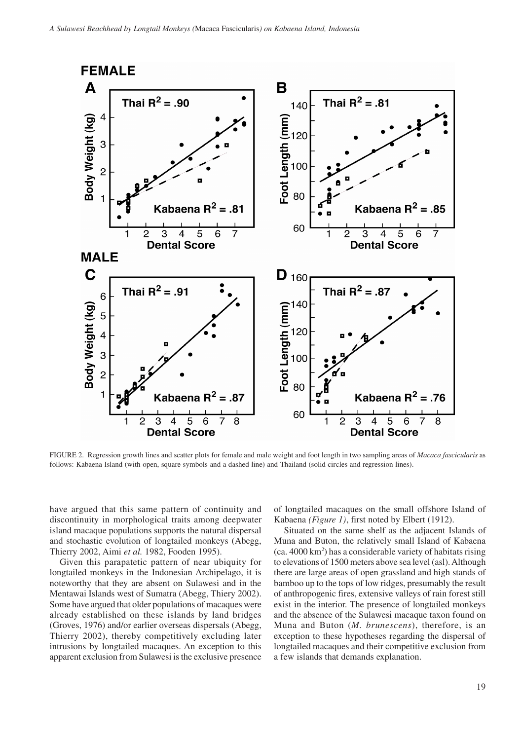FIGURE 2. Regression growth lines and scatter plots for female and male weight and foot length in two sampling areas of *Macaca fascicularis* as follows: Kabaena Island (with open, square symbols and a dashed line) and Thailand (solid circles and regression lines).

have argued that this same pattern of continuity and discontinuity in morphological traits among deepwater island macaque populations supports the natural dispersal and stochastic evolution of longtailed monkeys (Abegg, Thierry 2002, Aimi *et al.* 1982, Fooden 1995).

Given this parapatetic pattern of near ubiquity for longtailed monkeys in the Indonesian Archipelago, it is noteworthy that they are absent on Sulawesi and in the Mentawai Islands west of Sumatra (Abegg, Thiery 2002). Some have argued that older populations of macaques were already established on these islands by land bridges (Groves, 1976) and/or earlier overseas dispersals (Abegg, Thierry 2002), thereby competitively excluding later intrusions by longtailed macaques. An exception to this apparent exclusion from Sulawesi is the exclusive presence of longtailed macaques on the small offshore Island of Kabaena *(Figure 1)*, first noted by Elbert (1912).

Situated on the same shelf as the adjacent Islands of Muna and Buton, the relatively small Island of Kabaena (ca. 4000 km$^2$) has a considerable variety of habitats rising to elevations of 1500 meters above sea level (asl). Although there are large areas of open grassland and high stands of bamboo up to the tops of low ridges, presumably the result of anthropogenic fires, extensive valleys of rain forest still exist in the interior. The presence of longtailed monkeys and the absence of the Sulawesi macaque taxon found on Muna and Buton (*M. brunescens*), therefore, is an exception to these hypotheses regarding the dispersal of longtailed macaques and their competitive exclusion from a few islands that demands explanation.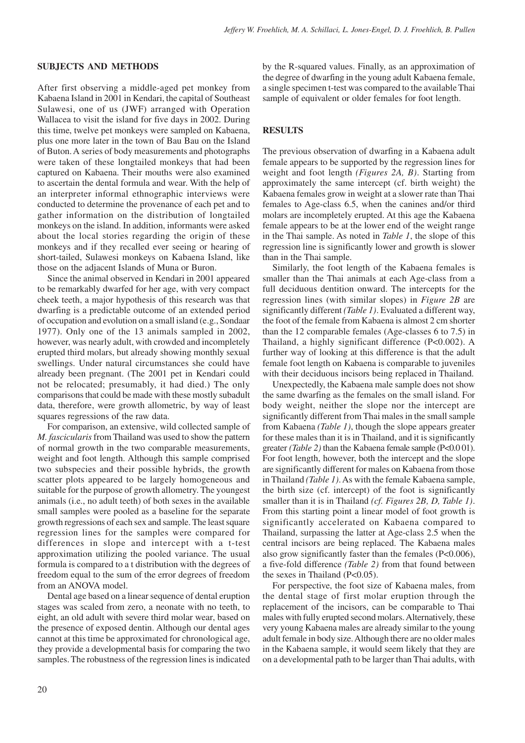## SUBJECTS AND METHODS

After first observing a middle-aged pet monkey from Kabaena Island in 2001 in Kendari, the capital of Southeast Sulawesi, one of us (JWF) arranged with Operation Wallacea to visit the island for five days in 2002. During this time, twelve pet monkeys were sampled on Kabaena, plus one more later in the town of Bau Bau on the Island of Buton. A series of body measurements and photographs were taken of these longtailed monkeys that had been captured on Kabaena. Their mouths were also examined to ascertain the dental formula and wear. With the help of an interpreter informal ethnographic interviews were conducted to determine the provenance of each pet and to gather information on the distribution of longtailed monkeys on the island. In addition, informants were asked about the local stories regarding the origin of these monkeys and if they recalled ever seeing or hearing of short-tailed, Sulawesi monkeys on Kabaena Island, like those on the adjacent Islands of Muna or Buron.

Since the animal observed in Kendari in 2001 appeared to be remarkably dwarfed for her age, with very compact cheek teeth, a major hypothesis of this research was that dwarfing is a predictable outcome of an extended period of occupation and evolution on a small island (e.g., Sondaar 1977). Only one of the 13 animals sampled in 2002, however, was nearly adult, with crowded and incompletely erupted third molars, but already showing monthly sexual swellings. Under natural circumstances she could have already been pregnant. (The 2001 pet in Kendari could not be relocated; presumably, it had died.) The only comparisons that could be made with these mostly subadult data, therefore, were growth allometric, by way of least squares regressions of the raw data.

For comparison, an extensive, wild collected sample of *M. fascicularis* from Thailand was used to show the pattern of normal growth in the two comparable measurements, weight and foot length. Although this sample comprised two subspecies and their possible hybrids, the growth scatter plots appeared to be largely homogeneous and suitable for the purpose of growth allometry. The youngest animals (i.e., no adult teeth) of both sexes in the available small samples were pooled as a baseline for the separate growth regressions of each sex and sample. The least square regression lines for the samples were compared for differences in slope and intercept with a t-test approximation utilizing the pooled variance. The usual formula is compared to a t distribution with the degrees of freedom equal to the sum of the error degrees of freedom from an ANOVA model.

Dental age based on a linear sequence of dental eruption stages was scaled from zero, a neonate with no teeth, to eight, an old adult with severe third molar wear, based on the presence of exposed dentin. Although our dental ages cannot at this time be approximated for chronological age, they provide a developmental basis for comparing the two samples. The robustness of the regression lines is indicated by the R-squared values. Finally, as an approximation of the degree of dwarfing in the young adult Kabaena female, a single specimen t-test was compared to the available Thai sample of equivalent or older females for foot length.

## RESULTS

The previous observation of dwarfing in a Kabaena adult female appears to be supported by the regression lines for weight and foot length *(Figures 2A, B)*. Starting from approximately the same intercept (cf. birth weight) the Kabaena females grow in weight at a slower rate than Thai females to Age-class 6.5, when the canines and/or third molars are incompletely erupted. At this age the Kabaena female appears to be at the lower end of the weight range in the Thai sample. As noted in *Table 1*, the slope of this regression line is significantly lower and growth is slower than in the Thai sample.

Similarly, the foot length of the Kabaena females is smaller than the Thai animals at each Age-class from a full deciduous dentition onward. The intercepts for the regression lines (with similar slopes) in *Figure 2B* are significantly different *(Table 1)*. Evaluated a different way, the foot of the female from Kabaena is almost 2 cm shorter than the 12 comparable females (Age-classes 6 to 7.5) in Thailand, a highly significant difference ($P<0.002$). A further way of looking at this difference is that the adult female foot length on Kabaena is comparable to juveniles with their deciduous incisors being replaced in Thailand.

Unexpectedly, the Kabaena male sample does not show the same dwarfing as the females on the small island. For body weight, neither the slope nor the intercept are significantly different from Thai males in the small sample from Kabaena *(Table 1)*, though the slope appears greater for these males than it is in Thailand, and it is significantly greater *(Table 2)* than the Kabaena female sample ($P<0.0\,01$). For foot length, however, both the intercept and the slope are significantly different for males on Kabaena from those in Thailand *(Table 1)*. As with the female Kabaena sample, the birth size (cf. intercept) of the foot is significantly smaller than it is in Thailand *(cf. Figures 2B, D, Table 1)*. From this starting point a linear model of foot growth is significantly accelerated on Kabaena compared to Thailand, surpassing the latter at Age-class 2.5 when the central incisors are being replaced. The Kabaena males also grow significantly faster than the females ($P<0.006$), a five-fold difference *(Table 2)* from that found between the sexes in Thailand ($P<0.05$).

For perspective, the foot size of Kabaena males, from the dental stage of first molar eruption through the replacement of the incisors, can be comparable to Thai males with fully erupted second molars. Alternatively, these very young Kabaena males are already similar to the young adult female in body size. Although there are no older males in the Kabaena sample, it would seem likely that they are on a developmental path to be larger than Thai adults, with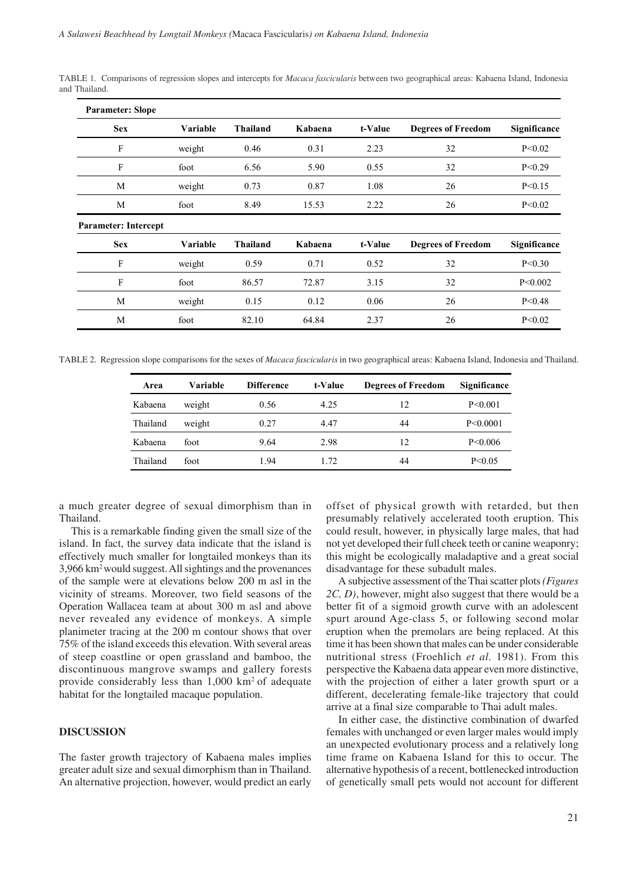TABLE 1. Comparisons of regression slopes and intercepts for *Macaca fascicularis* between two geographical areas: Kabaena Island, Indonesia and Thailand.

| **Parameter: Slope** | | | | | | |
|---|---|---|---|---|---|---|
| **Sex** | **Variable** | **Thailand** | **Kabaena** | **t-Value** | **Degrees of Freedom** | **Significance** |
| F | weight | 0.46 | 0.31 | 2.23 | 32 | P<0.02 |
| F | foot | 6.56 | 5.90 | 0.55 | 32 | P<0.29 |
| M | weight | 0.73 | 0.87 | 1.08 | 26 | P<0.15 |
| M | foot | 8.49 | 15.53 | 2.22 | 26 | P<0.02 |
| **Parameter: Intercept** | | | | | | |
| **Sex** | **Variable** | **Thailand** | **Kabaena** | **t-Value** | **Degrees of Freedom** | **Significance** |
| F | weight | 0.59 | 0.71 | 0.52 | 32 | P<0.30 |
| F | foot | 86.57 | 72.87 | 3.15 | 32 | P<0.002 |
| M | weight | 0.15 | 0.12 | 0.06 | 26 | P<0.48 |
| M | foot | 82.10 | 64.84 | 2.37 | 26 | P<0.02 |

TABLE 2. Regression slope comparisons for the sexes of *Macaca fascicularis* in two geographical areas: Kabaena Island, Indonesia and Thailand.

| Area | Variable | Difference | t-Value | Degrees of Freedom | Significance |
|---|---|---|---|---|---|
| Kabaena | weight | 0.56 | 4.25 | 12 | P<0.001 |
| Thailand | weight | 0.27 | 4.47 | 44 | P<0.0001 |
| Kabaena | foot | 9.64 | 2.98 | 12 | P<0.006 |
| Thailand | foot | 1.94 | 1.72 | 44 | P<0.05 |

a much greater degree of sexual dimorphism than in Thailand.

This is a remarkable finding given the small size of the island. In fact, the survey data indicate that the island is effectively much smaller for longtailed monkeys than its 3,966 km$^2$ would suggest. All sightings and the provenances of the sample were at elevations below 200 m asl in the vicinity of streams. Moreover, two field seasons of the Operation Wallacea team at about 300 m asl and above never revealed any evidence of monkeys. A simple planimeter tracing at the 200 m contour shows that over 75% of the island exceeds this elevation. With several areas of steep coastline or open grassland and bamboo, the discontinuous mangrove swamps and gallery forests provide considerably less than 1,000 km$^2$ of adequate habitat for the longtailed macaque population.

## DISCUSSION

The faster growth trajectory of Kabaena males implies greater adult size and sexual dimorphism than in Thailand. An alternative projection, however, would predict an early offset of physical growth with retarded, but then presumably relatively accelerated tooth eruption. This could result, however, in physically large males, that had not yet developed their full cheek teeth or canine weaponry; this might be ecologically maladaptive and a great social disadvantage for these subadult males.

A subjective assessment of the Thai scatter plots *(Figures 2C, D)*, however, might also suggest that there would be a better fit of a sigmoid growth curve with an adolescent spurt around Age-class 5, or following second molar eruption when the premolars are being replaced. At this time it has been shown that males can be under considerable nutritional stress (Froehlich *et al.* 1981). From this perspective the Kabaena data appear even more distinctive, with the projection of either a later growth spurt or a different, decelerating female-like trajectory that could arrive at a final size comparable to Thai adult males.

In either case, the distinctive combination of dwarfed females with unchanged or even larger males would imply an unexpected evolutionary process and a relatively long time frame on Kabaena Island for this to occur. The alternative hypothesis of a recent, bottlenecked introduction of genetically small pets would not account for different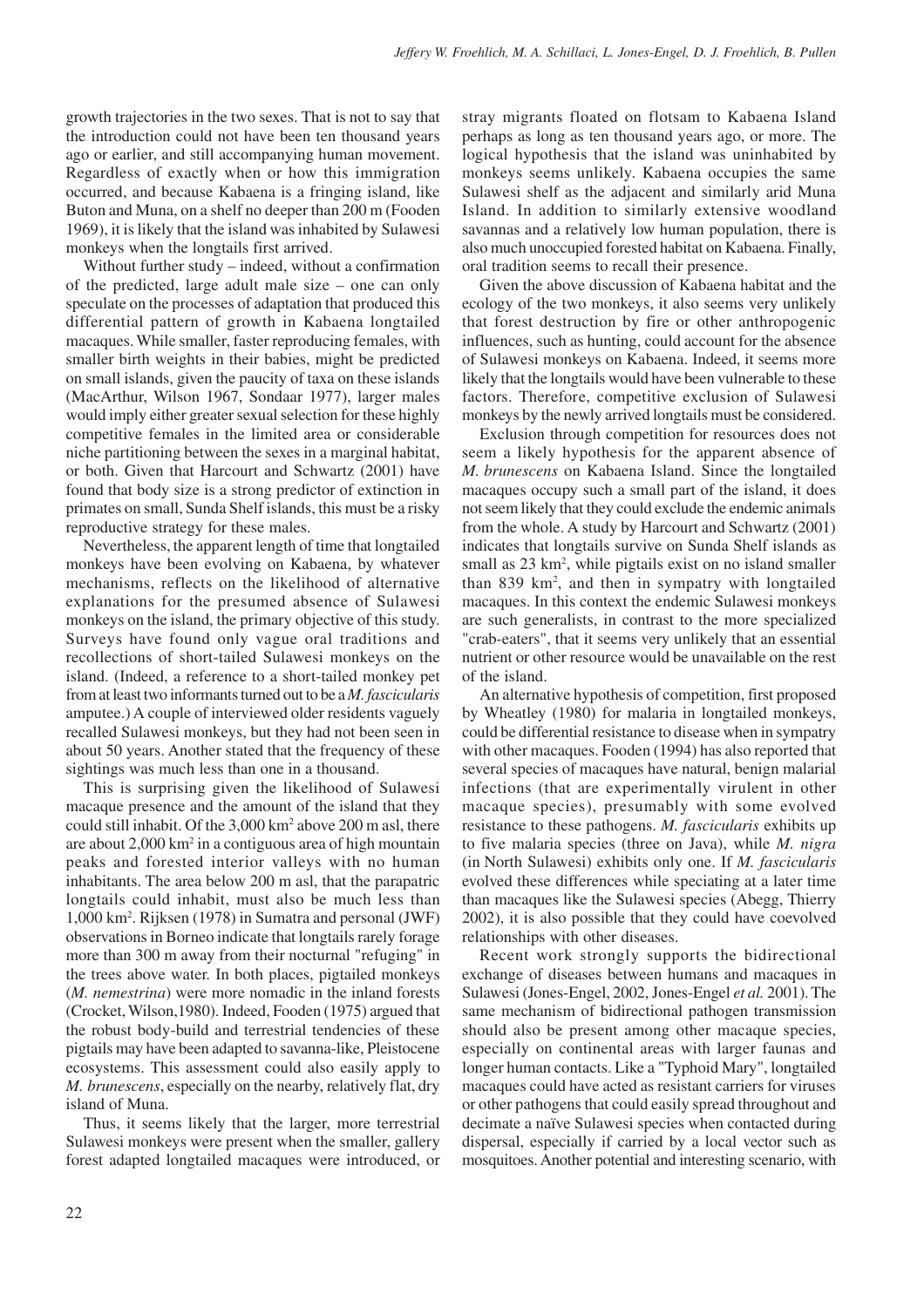growth trajectories in the two sexes. That is not to say that the introduction could not have been ten thousand years ago or earlier, and still accompanying human movement. Regardless of exactly when or how this immigration occurred, and because Kabaena is a fringing island, like Buton and Muna, on a shelf no deeper than 200 m (Fooden 1969), it is likely that the island was inhabited by Sulawesi monkeys when the longtails first arrived.

Without further study – indeed, without a confirmation of the predicted, large adult male size – one can only speculate on the processes of adaptation that produced this differential pattern of growth in Kabaena longtailed macaques. While smaller, faster reproducing females, with smaller birth weights in their babies, might be predicted on small islands, given the paucity of taxa on these islands (MacArthur, Wilson 1967, Sondaar 1977), larger males would imply either greater sexual selection for these highly competitive females in the limited area or considerable niche partitioning between the sexes in a marginal habitat, or both. Given that Harcourt and Schwartz (2001) have found that body size is a strong predictor of extinction in primates on small, Sunda Shelf islands, this must be a risky reproductive strategy for these males.

Nevertheless, the apparent length of time that longtailed monkeys have been evolving on Kabaena, by whatever mechanisms, reflects on the likelihood of alternative explanations for the presumed absence of Sulawesi monkeys on the island, the primary objective of this study. Surveys have found only vague oral traditions and recollections of short-tailed Sulawesi monkeys on the island. (Indeed, a reference to a short-tailed monkey pet from at least two informants turned out to be a *M. fascicularis* amputee.) A couple of interviewed older residents vaguely recalled Sulawesi monkeys, but they had not been seen in about 50 years. Another stated that the frequency of these sightings was much less than one in a thousand.

This is surprising given the likelihood of Sulawesi macaque presence and the amount of the island that they could still inhabit. Of the 3,000 km² above 200 m asl, there are about 2,000 km² in a contiguous area of high mountain peaks and forested interior valleys with no human inhabitants. The area below 200 m asl, that the parapatric longtails could inhabit, must also be much less than 1,000 km². Rijksen (1978) in Sumatra and personal (JWF) observations in Borneo indicate that longtails rarely forage more than 300 m away from their nocturnal "refuging" in the trees above water. In both places, pigtailed monkeys (*M. nemestrina*) were more nomadic in the inland forests (Crocket, Wilson,1980). Indeed, Fooden (1975) argued that the robust body-build and terrestrial tendencies of these pigtails may have been adapted to savanna-like, Pleistocene ecosystems. This assessment could also easily apply to *M. brunescens*, especially on the nearby, relatively flat, dry island of Muna.

Thus, it seems likely that the larger, more terrestrial Sulawesi monkeys were present when the smaller, gallery forest adapted longtailed macaques were introduced, or stray migrants floated on flotsam to Kabaena Island perhaps as long as ten thousand years ago, or more. The logical hypothesis that the island was uninhabited by monkeys seems unlikely. Kabaena occupies the same Sulawesi shelf as the adjacent and similarly arid Muna Island. In addition to similarly extensive woodland savannas and a relatively low human population, there is also much unoccupied forested habitat on Kabaena. Finally, oral tradition seems to recall their presence.

Given the above discussion of Kabaena habitat and the ecology of the two monkeys, it also seems very unlikely that forest destruction by fire or other anthropogenic influences, such as hunting, could account for the absence of Sulawesi monkeys on Kabaena. Indeed, it seems more likely that the longtails would have been vulnerable to these factors. Therefore, competitive exclusion of Sulawesi monkeys by the newly arrived longtails must be considered.

Exclusion through competition for resources does not seem a likely hypothesis for the apparent absence of *M. brunescens* on Kabaena Island. Since the longtailed macaques occupy such a small part of the island, it does not seem likely that they could exclude the endemic animals from the whole. A study by Harcourt and Schwartz (2001) indicates that longtails survive on Sunda Shelf islands as small as 23 km², while pigtails exist on no island smaller than 839 km², and then in sympatry with longtailed macaques. In this context the endemic Sulawesi monkeys are such generalists, in contrast to the more specialized "crab-eaters", that it seems very unlikely that an essential nutrient or other resource would be unavailable on the rest of the island.

An alternative hypothesis of competition, first proposed by Wheatley (1980) for malaria in longtailed monkeys, could be differential resistance to disease when in sympatry with other macaques. Fooden (1994) has also reported that several species of macaques have natural, benign malarial infections (that are experimentally virulent in other macaque species), presumably with some evolved resistance to these pathogens. *M. fascicularis* exhibits up to five malaria species (three on Java), while *M. nigra* (in North Sulawesi) exhibits only one. If *M. fascicularis* evolved these differences while speciating at a later time than macaques like the Sulawesi species (Abegg, Thierry 2002), it is also possible that they could have coevolved relationships with other diseases.

Recent work strongly supports the bidirectional exchange of diseases between humans and macaques in Sulawesi (Jones-Engel, 2002, Jones-Engel *et al.* 2001). The same mechanism of bidirectional pathogen transmission should also be present among other macaque species, especially on continental areas with larger faunas and longer human contacts. Like a "Typhoid Mary", longtailed macaques could have acted as resistant carriers for viruses or other pathogens that could easily spread throughout and decimate a naïve Sulawesi species when contacted during dispersal, especially if carried by a local vector such as mosquitoes. Another potential and interesting scenario, with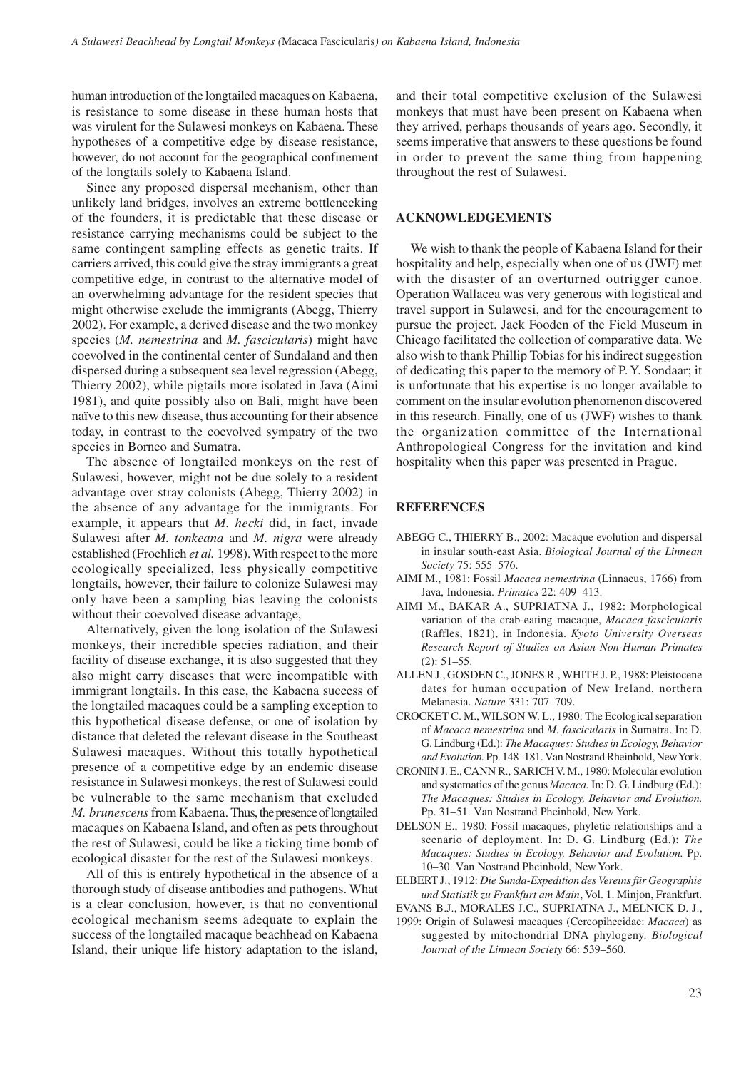human introduction of the longtailed macaques on Kabaena, is resistance to some disease in these human hosts that was virulent for the Sulawesi monkeys on Kabaena. These hypotheses of a competitive edge by disease resistance, however, do not account for the geographical confinement of the longtails solely to Kabaena Island.

Since any proposed dispersal mechanism, other than unlikely land bridges, involves an extreme bottlenecking of the founders, it is predictable that these disease or resistance carrying mechanisms could be subject to the same contingent sampling effects as genetic traits. If carriers arrived, this could give the stray immigrants a great competitive edge, in contrast to the alternative model of an overwhelming advantage for the resident species that might otherwise exclude the immigrants (Abegg, Thierry 2002). For example, a derived disease and the two monkey species (*M. nemestrina* and *M. fascicularis*) might have coevolved in the continental center of Sundaland and then dispersed during a subsequent sea level regression (Abegg, Thierry 2002), while pigtails more isolated in Java (Aimi 1981), and quite possibly also on Bali, might have been naïve to this new disease, thus accounting for their absence today, in contrast to the coevolved sympatry of the two species in Borneo and Sumatra.

The absence of longtailed monkeys on the rest of Sulawesi, however, might not be due solely to a resident advantage over stray colonists (Abegg, Thierry 2002) in the absence of any advantage for the immigrants. For example, it appears that *M. hecki* did, in fact, invade Sulawesi after *M. tonkeana* and *M. nigra* were already established (Froehlich *et al.* 1998). With respect to the more ecologically specialized, less physically competitive longtails, however, their failure to colonize Sulawesi may only have been a sampling bias leaving the colonists without their coevolved disease advantage,

Alternatively, given the long isolation of the Sulawesi monkeys, their incredible species radiation, and their facility of disease exchange, it is also suggested that they also might carry diseases that were incompatible with immigrant longtails. In this case, the Kabaena success of the longtailed macaques could be a sampling exception to this hypothetical disease defense, or one of isolation by distance that deleted the relevant disease in the Southeast Sulawesi macaques. Without this totally hypothetical presence of a competitive edge by an endemic disease resistance in Sulawesi monkeys, the rest of Sulawesi could be vulnerable to the same mechanism that excluded *M. brunescens* from Kabaena. Thus, the presence of longtailed macaques on Kabaena Island, and often as pets throughout the rest of Sulawesi, could be like a ticking time bomb of ecological disaster for the rest of the Sulawesi monkeys.

All of this is entirely hypothetical in the absence of a thorough study of disease antibodies and pathogens. What is a clear conclusion, however, is that no conventional ecological mechanism seems adequate to explain the success of the longtailed macaque beachhead on Kabaena Island, their unique life history adaptation to the island, and their total competitive exclusion of the Sulawesi monkeys that must have been present on Kabaena when they arrived, perhaps thousands of years ago. Secondly, it seems imperative that answers to these questions be found in order to prevent the same thing from happening throughout the rest of Sulawesi.

## ACKNOWLEDGEMENTS

We wish to thank the people of Kabaena Island for their hospitality and help, especially when one of us (JWF) met with the disaster of an overturned outrigger canoe. Operation Wallacea was very generous with logistical and travel support in Sulawesi, and for the encouragement to pursue the project. Jack Fooden of the Field Museum in Chicago facilitated the collection of comparative data. We also wish to thank Phillip Tobias for his indirect suggestion of dedicating this paper to the memory of P. Y. Sondaar; it is unfortunate that his expertise is no longer available to comment on the insular evolution phenomenon discovered in this research. Finally, one of us (JWF) wishes to thank the organization committee of the International Anthropological Congress for the invitation and kind hospitality when this paper was presented in Prague.

## REFERENCES

ABEGG C., THIERRY B., 2002: Macaque evolution and dispersal in insular south-east Asia. *Biological Journal of the Linnean Society* 75: 555–576.

AIMI M., 1981: Fossil *Macaca nemestrina* (Linnaeus, 1766) from Java, Indonesia. *Primates* 22: 409–413.

AIMI M., BAKAR A., SUPRIATNA J., 1982: Morphological variation of the crab-eating macaque, *Macaca fascicularis* (Raffles, 1821), in Indonesia. *Kyoto University Overseas Research Report of Studies on Asian Non-Human Primates* (2): 51–55.

ALLEN J., GOSDEN C., JONES R., WHITE J. P., 1988: Pleistocene dates for human occupation of New Ireland, northern Melanesia. *Nature* 331: 707–709.

CROCKET C. M., WILSON W. L., 1980: The Ecological separation of *Macaca nemestrina* and *M. fascicularis* in Sumatra. In: D. G. Lindburg (Ed.): *The Macaques: Studies in Ecology, Behavior and Evolution.* Pp. 148–181. Van Nostrand Rheinhold, New York.

CRONIN J. E., CANN R., SARICH V. M., 1980: Molecular evolution and systematics of the genus *Macaca.* In: D. G. Lindburg (Ed.): *The Macaques: Studies in Ecology, Behavior and Evolution.* Pp. 31–51. Van Nostrand Pheinhold, New York.

DELSON E., 1980: Fossil macaques, phyletic relationships and a scenario of deployment. In: D. G. Lindburg (Ed.): *The Macaques: Studies in Ecology, Behavior and Evolution.* Pp. 10–30. Van Nostrand Pheinhold, New York.

ELBERT J., 1912: *Die Sunda-Expedition des Vereins für Geographie und Statistik zu Frankfurt am Main*, Vol. 1. Minjon, Frankfurt.

EVANS B.J., MORALES J.C., SUPRIATNA J., MELNICK D. J., 1999: Origin of Sulawesi macaques (Cercopihecidae: *Macaca*) as suggested by mitochondrial DNA phylogeny. *Biological Journal of the Linnean Society* 66: 539–560.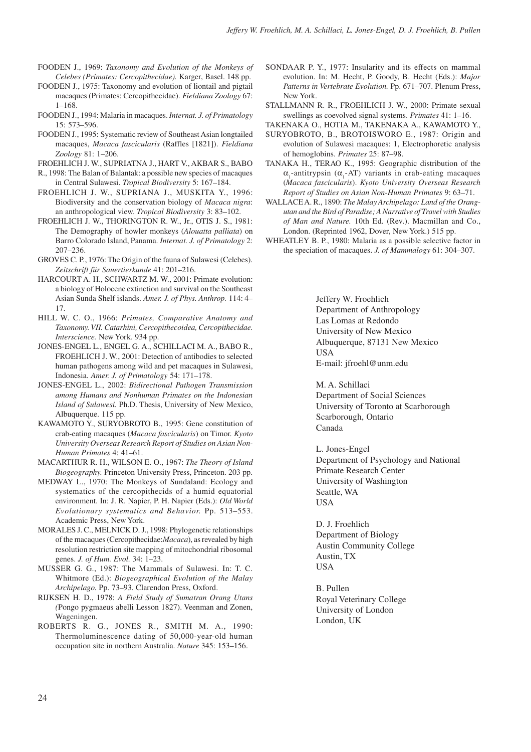FOODEN J., 1969: *Taxonomy and Evolution of the Monkeys of Celebes (Primates: Cercopithecidae).* Karger, Basel. 148 pp.

FOODEN J., 1975: Taxonomy and evolution of liontail and pigtail macaques (Primates: Cercopithecidae). *Fieldiana Zoology* 67: 1–168.

FOODEN J., 1994: Malaria in macaques. *Internat. J. of Primatology* 15: 573–596.

FOODEN J., 1995: Systematic review of Southeast Asian longtailed macaques, *Macaca fascicularis* (Raffles [1821]). *Fieldiana Zoology* 81: 1–206.

FROEHLICH J. W., SUPRIATNA J., HART V., AKBAR S., BABO R., 1998: The Balan of Balantak: a possible new species of macaques in Central Sulawesi. *Tropical Biodiversity* 5: 167–184.

FROEHLICH J. W., SUPRIANA J., MUSKITA Y., 1996: Biodiversity and the conservation biology of *Macaca nigra*: an anthropological view. *Tropical Biodiversity* 3: 83–102.

FROEHLICH J. W., THORINGTON R. W., Jr., OTIS J. S., 1981: The Demography of howler monkeys (*Alouatta palliata*) on Barro Colorado Island, Panama. *Internat. J. of Primatology* 2: 207–236.

GROVES C. P., 1976: The Origin of the fauna of Sulawesi (Celebes). *Zeitschrift für Sauertierkunde* 41: 201–216.

HARCOURT A. H., SCHWARTZ M. W., 2001: Primate evolution: a biology of Holocene extinction and survival on the Southeast Asian Sunda Shelf islands. *Amer. J. of Phys. Anthrop.* 114: 4–17.

HILL W. C. O., 1966: *Primates, Comparative Anatomy and Taxonomy. VII. Catarhini, Cercopithecoidea, Cercopithecidae. Interscience.* New York. 934 pp.

JONES-ENGEL L., ENGEL G. A., SCHILLACI M. A., BABO R., FROEHLICH J. W., 2001: Detection of antibodies to selected human pathogens among wild and pet macaques in Sulawesi, Indonesia. *Amer. J. of Primatology* 54: 171–178.

JONES-ENGEL L., 2002: *Bidirectional Pathogen Transmission among Humans and Nonhuman Primates on the Indonesian Island of Sulawesi.* Ph.D. Thesis, University of New Mexico, Albuquerque. 115 pp.

KAWAMOTO Y., SURYOBROTO B., 1995: Gene constitution of crab-eating macaques (*Macaca fascicularis*) on Timor. *Kyoto University Overseas Research Report of Studies on Asian Non-Human Primates* 4: 41–61.

MACARTHUR R. H., WILSON E. O., 1967: *The Theory of Island Biogeography.* Princeton University Press, Princeton. 203 pp.

MEDWAY L., 1970: The Monkeys of Sundaland: Ecology and systematics of the cercopithecids of a humid equatorial environment. In: J. R. Napier, P. H. Napier (Eds.): *Old World Evolutionary systematics and Behavior.* Pp. 513–553. Academic Press, New York.

MORALES J. C., MELNICK D. J., 1998: Phylogenetic relationships of the macaques (Cercopithecidae:*Macaca*), as revealed by high resolution restriction site mapping of mitochondrial ribosomal genes. *J. of Hum. Evol.* 34: 1–23.

MUSSER G. G., 1987: The Mammals of Sulawesi. In: T. C. Whitmore (Ed.): *Biogeographical Evolution of the Malay Archipelago.* Pp. 73–93. Clarendon Press, Oxford.

RIJKSEN H. D., 1978: *A Field Study of Sumatran Orang Utans (*Pongo pygmaeus abelli Lesson 1827). Veenman and Zonen, Wageningen.

ROBERTS R. G., JONES R., SMITH M. A., 1990: Thermoluminescence dating of 50,000-year-old human occupation site in northern Australia. *Nature* 345: 153–156.

SONDAAR P. Y., 1977: Insularity and its effects on mammal evolution. In: M. Hecht, P. Goody, B. Hecht (Eds.): *Major Patterns in Vertebrate Evolution.* Pp. 671–707. Plenum Press, New York.

STALLMANN R. R., FROEHLICH J. W., 2000: Primate sexual swellings as coevolved signal systems. *Primates* 41: 1–16.

TAKENAKA O., HOTIA M., TAKENAKA A., KAWAMOTO Y., SURYOBROTO, B., BROTOISWORO E., 1987: Origin and evolution of Sulawesi macaques: 1, Electrophoretic analysis of hemoglobins. *Primates* 25: 87–98.

TANAKA H., TERAO K., 1995: Geographic distribution of the $\alpha_1$-antitrypsin ($\alpha_1$-AT) variants in crab-eating macaques (*Macaca fascicularis*). *Kyoto University Overseas Research Report of Studies on Asian Non-Human Primates* 9: 63–71.

WALLACE A. R., 1890: *The Malay Archipelago: Land of the Orang-utan and the Bird of Paradise; A Narrative of Travel with Studies of Man and Nature.* 10th Ed. (Rev.). Macmillan and Co., London. (Reprinted 1962, Dover, New York.) 515 pp.

WHEATLEY B. P., 1980: Malaria as a possible selective factor in the speciation of macaques. *J. of Mammalogy* 61: 304–307.

Jeffery W. Froehlich
Department of Anthropology
Las Lomas at Redondo
University of New Mexico
Albuquerque, 87131 New Mexico
USA
E-mail: jfroehl@unm.edu

M. A. Schillaci
Department of Social Sciences
University of Toronto at Scarborough
Scarborough, Ontario
Canada

L. Jones-Engel
Department of Psychology and National Primate Research Center
University of Washington
Seattle, WA
USA

D. J. Froehlich
Department of Biology
Austin Community College
Austin, TX
USA

B. Pullen
Royal Veterinary College
University of London
London, UK